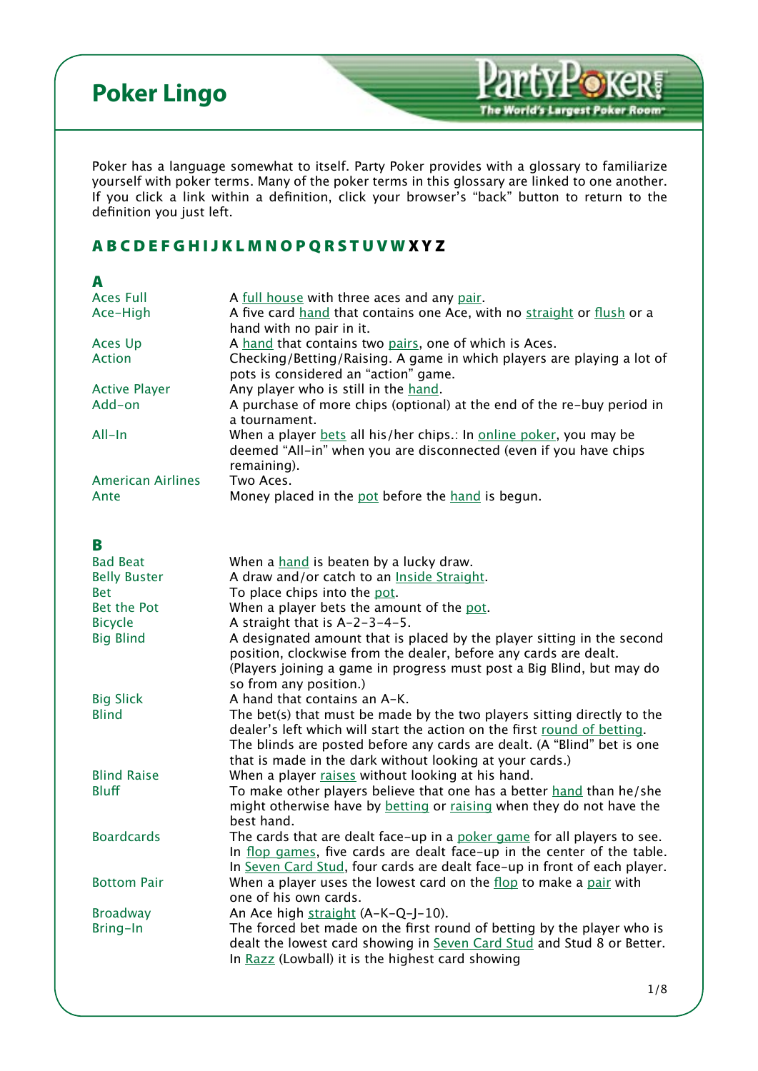# Poker Lingo

Poker has a language somewhat to itself. Party Poker provides with a glossary to familiarize yourself with poker terms. Many of the poker terms in this glossary are linked to one another. If you click a link within a definition, click your browser's "back" button to return to the definition you just left.

**A B C D E F G H I J K L M N O P Q R S T U V W X Y Z**

## A

| Term | Definition |
| --- | --- |
| Aces Full | A full house with three aces and any pair. |
| Ace-High | A five card hand that contains one Ace, with no straight or flush or a hand with no pair in it. |
| Aces Up | A hand that contains two pairs, one of which is Aces. |
| Action | Checking/Betting/Raising. A game in which players are playing a lot of pots is considered an "action" game. |
| Active Player | Any player who is still in the hand. |
| Add-on | A purchase of more chips (optional) at the end of the re-buy period in a tournament. |
| All-In | When a player bets all his/her chips.: In online poker, you may be deemed "All-in" when you are disconnected (even if you have chips remaining). |
| American Airlines | Two Aces. |
| Ante | Money placed in the pot before the hand is begun. |

## B

| Term | Definition |
| --- | --- |
| Bad Beat | When a hand is beaten by a lucky draw. |
| Belly Buster | A draw and/or catch to an Inside Straight. |
| Bet | To place chips into the pot. |
| Bet the Pot | When a player bets the amount of the pot. |
| Bicycle | A straight that is A-2-3-4-5. |
| Big Blind | A designated amount that is placed by the player sitting in the second position, clockwise from the dealer, before any cards are dealt. (Players joining a game in progress must post a Big Blind, but may do so from any position.) |
| Big Slick | A hand that contains an A-K. |
| Blind | The bet(s) that must be made by the two players sitting directly to the dealer's left which will start the action on the first round of betting. The blinds are posted before any cards are dealt. (A "Blind" bet is one that is made in the dark without looking at your cards.) |
| Blind Raise | When a player raises without looking at his hand. |
| Bluff | To make other players believe that one has a better hand than he/she might otherwise have by betting or raising when they do not have the best hand. |
| Boardcards | The cards that are dealt face-up in a poker game for all players to see. In flop games, five cards are dealt face-up in the center of the table. In Seven Card Stud, four cards are dealt face-up in front of each player. |
| Bottom Pair | When a player uses the lowest card on the flop to make a pair with one of his own cards. |
| Broadway | An Ace high straight (A-K-Q-J-10). |
| Bring-In | The forced bet made on the first round of betting by the player who is dealt the lowest card showing in Seven Card Stud and Stud 8 or Better. In Razz (Lowball) it is the highest card showing |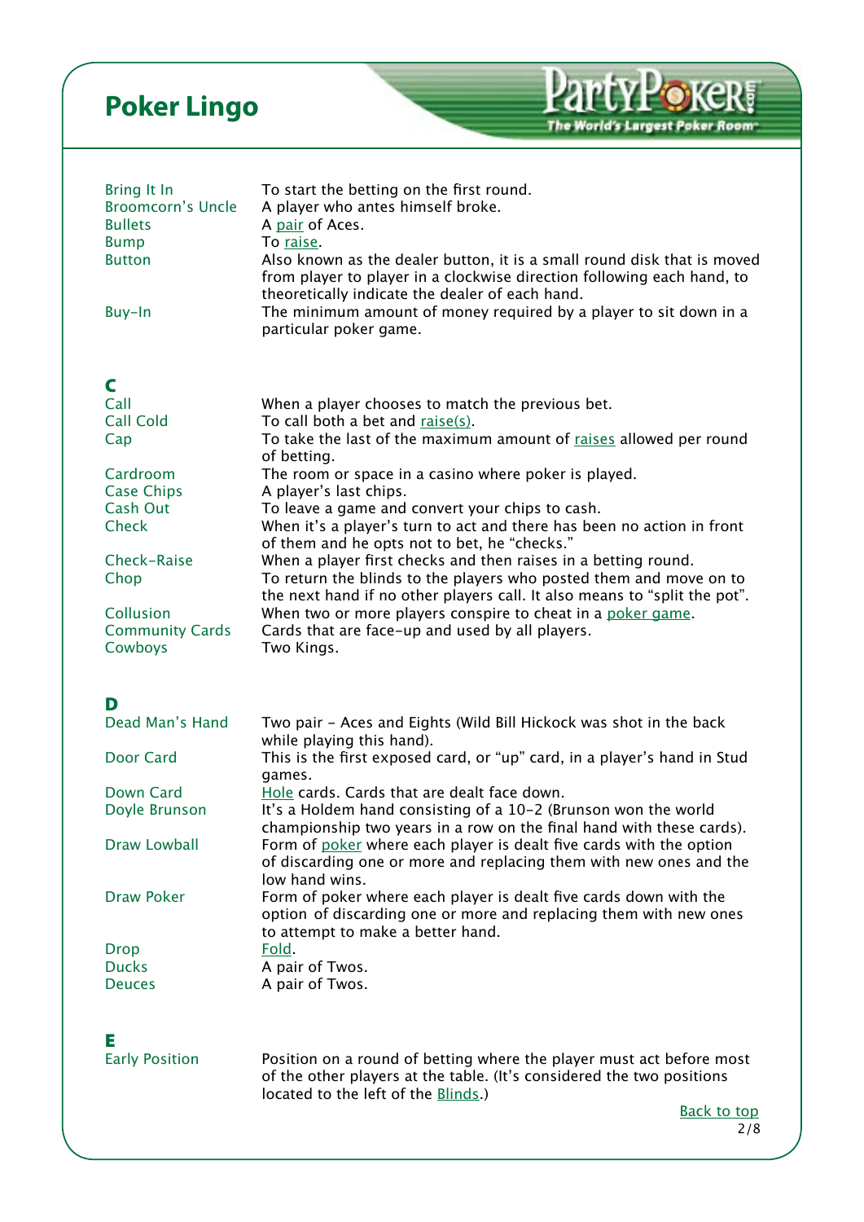# Poker Lingo

| | |
|---|---|
| Bring It In | To start the betting on the first round. |
| Broomcorn's Uncle | A player who antes himself broke. |
| Bullets | A pair of Aces. |
| Bump | To raise. |
| Button | Also known as the dealer button, it is a small round disk that is moved from player to player in a clockwise direction following each hand, to theoretically indicate the dealer of each hand. |
| Buy-In | The minimum amount of money required by a player to sit down in a particular poker game. |

## C

| | |
|---|---|
| Call | When a player chooses to match the previous bet. |
| Call Cold | To call both a bet and raise(s). |
| Cap | To take the last of the maximum amount of raises allowed per round of betting. |
| Cardroom | The room or space in a casino where poker is played. |
| Case Chips | A player's last chips. |
| Cash Out | To leave a game and convert your chips to cash. |
| Check | When it's a player's turn to act and there has been no action in front of them and he opts not to bet, he "checks." |
| Check-Raise | When a player first checks and then raises in a betting round. |
| Chop | To return the blinds to the players who posted them and move on to the next hand if no other players call. It also means to "split the pot". |
| Collusion | When two or more players conspire to cheat in a poker game. |
| Community Cards | Cards that are face-up and used by all players. |
| Cowboys | Two Kings. |

## D

| | |
|---|---|
| Dead Man's Hand | Two pair - Aces and Eights (Wild Bill Hickock was shot in the back while playing this hand). |
| Door Card | This is the first exposed card, or "up" card, in a player's hand in Stud games. |
| Down Card | Hole cards. Cards that are dealt face down. |
| Doyle Brunson | It's a Holdem hand consisting of a 10-2 (Brunson won the world championship two years in a row on the final hand with these cards). |
| Draw Lowball | Form of poker where each player is dealt five cards with the option of discarding one or more and replacing them with new ones and the low hand wins. |
| Draw Poker | Form of poker where each player is dealt five cards down with the option of discarding one or more and replacing them with new ones to attempt to make a better hand. |
| Drop | Fold. |
| Ducks | A pair of Twos. |
| Deuces | A pair of Twos. |

## E

| | |
|---|---|
| Early Position | Position on a round of betting where the player must act before most of the other players at the table. (It's considered the two positions located to the left of the Blinds.) |

Back to top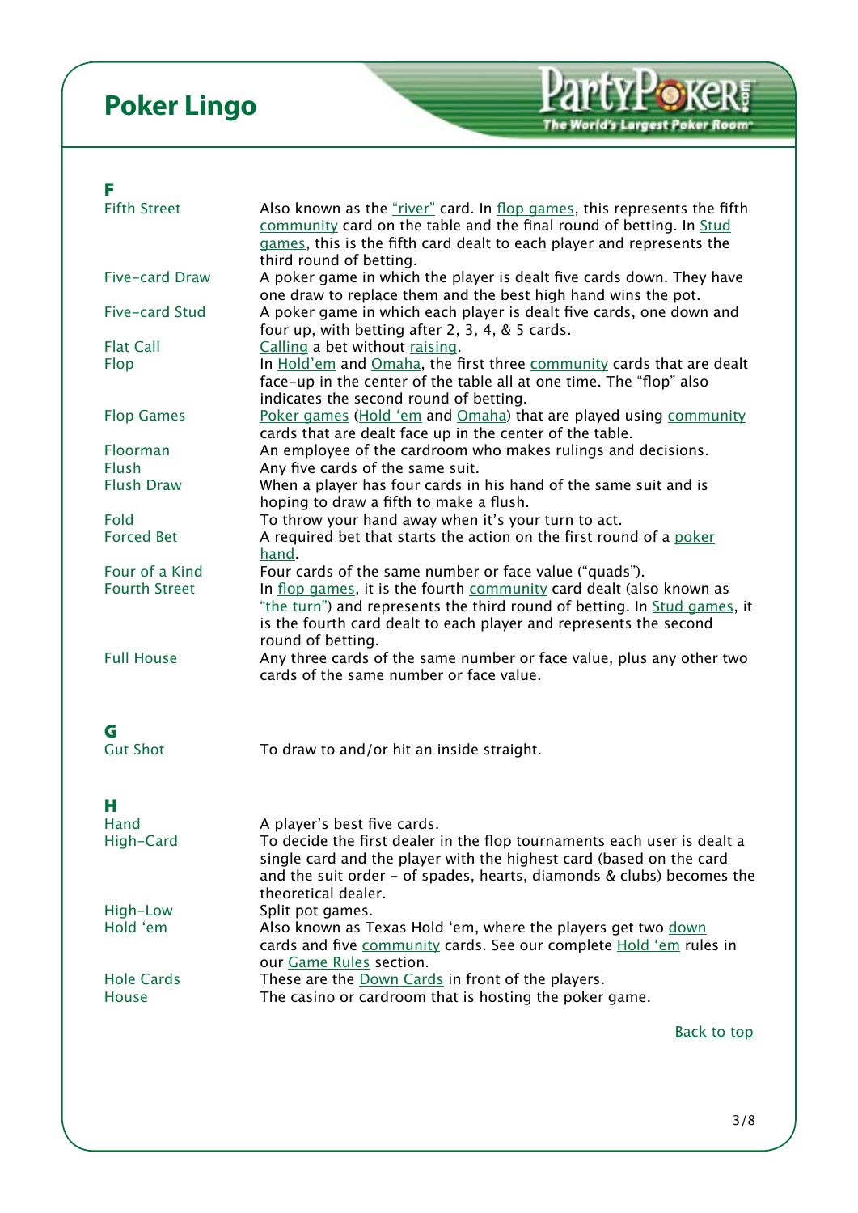# Poker Lingo

## F

| Term | Definition |
|---|---|
| Fifth Street | Also known as the "river" card. In flop games, this represents the fifth community card on the table and the final round of betting. In Stud games, this is the fifth card dealt to each player and represents the third round of betting. |
| Five-card Draw | A poker game in which the player is dealt five cards down. They have one draw to replace them and the best high hand wins the pot. |
| Five-card Stud | A poker game in which each player is dealt five cards, one down and four up, with betting after 2, 3, 4, & 5 cards. |
| Flat Call | Calling a bet without raising. |
| Flop | In Hold'em and Omaha, the first three community cards that are dealt face-up in the center of the table all at one time. The "flop" also indicates the second round of betting. |
| Flop Games | Poker games (Hold 'em and Omaha) that are played using community cards that are dealt face up in the center of the table. |
| Floorman | An employee of the cardroom who makes rulings and decisions. |
| Flush | Any five cards of the same suit. |
| Flush Draw | When a player has four cards in his hand of the same suit and is hoping to draw a fifth to make a flush. |
| Fold | To throw your hand away when it's your turn to act. |
| Forced Bet | A required bet that starts the action on the first round of a poker hand. |
| Four of a Kind | Four cards of the same number or face value ("quads"). |
| Fourth Street | In flop games, it is the fourth community card dealt (also known as "the turn") and represents the third round of betting. In Stud games, it is the fourth card dealt to each player and represents the second round of betting. |
| Full House | Any three cards of the same number or face value, plus any other two cards of the same number or face value. |

## G

| Term | Definition |
|---|---|
| Gut Shot | To draw to and/or hit an inside straight. |

## H

| Term | Definition |
|---|---|
| Hand | A player's best five cards. |
| High-Card | To decide the first dealer in the flop tournaments each user is dealt a single card and the player with the highest card (based on the card and the suit order - of spades, hearts, diamonds & clubs) becomes the theoretical dealer. |
| High-Low | Split pot games. |
| Hold 'em | Also known as Texas Hold 'em, where the players get two down cards and five community cards. See our complete Hold 'em rules in our Game Rules section. |
| Hole Cards | These are the Down Cards in front of the players. |
| House | The casino or cardroom that is hosting the poker game. |

Back to top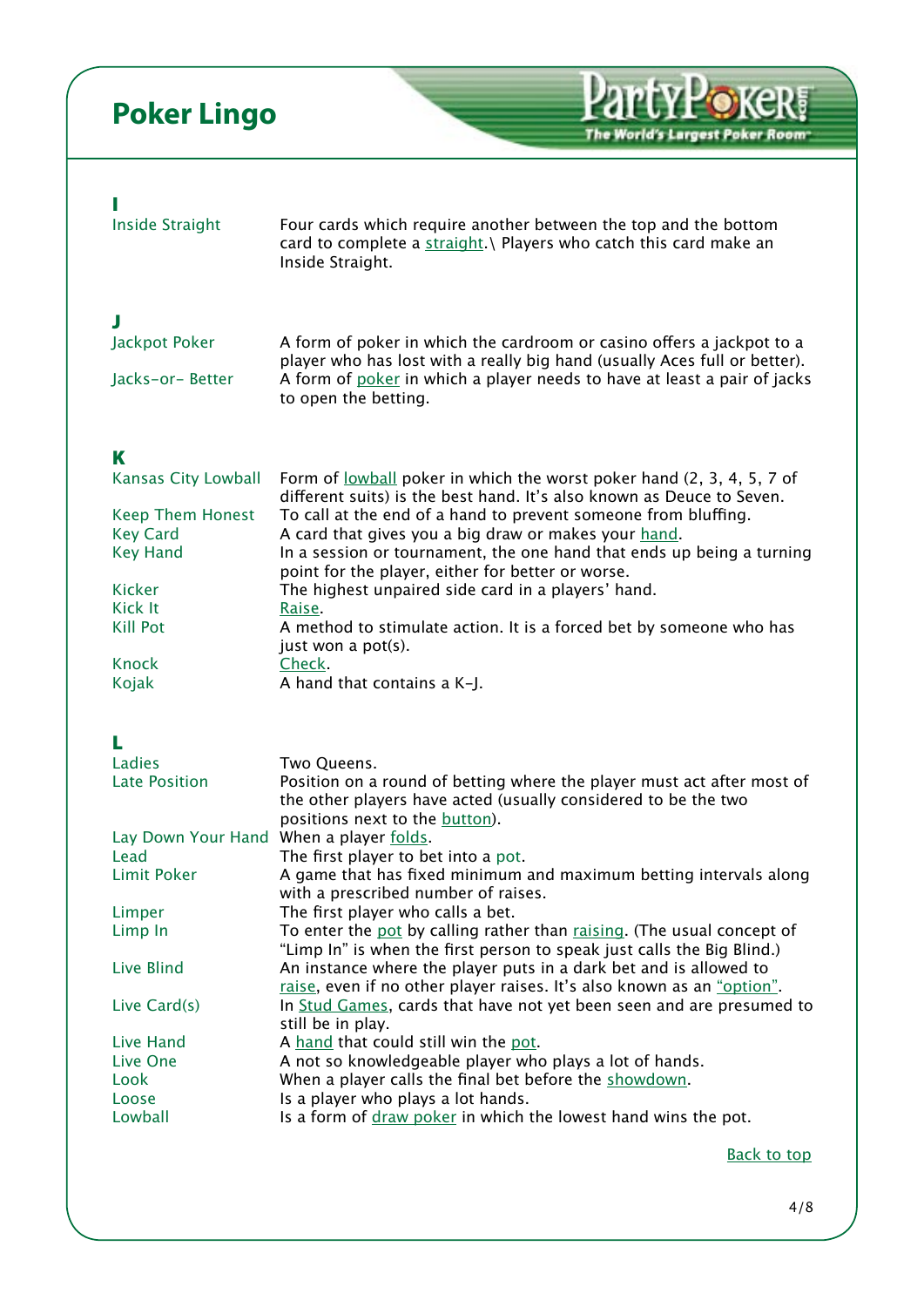## I

| | |
|---|---|
| Inside Straight | Four cards which require another between the top and the bottom card to complete a straight.\ Players who catch this card make an Inside Straight. |

## J

| | |
|---|---|
| Jackpot Poker | A form of poker in which the cardroom or casino offers a jackpot to a player who has lost with a really big hand (usually Aces full or better). |
| Jacks–or– Better | A form of poker in which a player needs to have at least a pair of jacks to open the betting. |

## K

| | |
|---|---|
| Kansas City Lowball | Form of lowball poker in which the worst poker hand (2, 3, 4, 5, 7 of different suits) is the best hand. It's also known as Deuce to Seven. |
| Keep Them Honest | To call at the end of a hand to prevent someone from bluffing. |
| Key Card | A card that gives you a big draw or makes your hand. |
| Key Hand | In a session or tournament, the one hand that ends up being a turning point for the player, either for better or worse. |
| Kicker | The highest unpaired side card in a players' hand. |
| Kick It | Raise. |
| Kill Pot | A method to stimulate action. It is a forced bet by someone who has just won a pot(s). |
| Knock | Check. |
| Kojak | A hand that contains a K–J. |

## L

| | |
|---|---|
| Ladies | Two Queens. |
| Late Position | Position on a round of betting where the player must act after most of the other players have acted (usually considered to be the two positions next to the button). |
| Lay Down Your Hand | When a player folds. |
| Lead | The first player to bet into a pot. |
| Limit Poker | A game that has fixed minimum and maximum betting intervals along with a prescribed number of raises. |
| Limper | The first player who calls a bet. |
| Limp In | To enter the pot by calling rather than raising. (The usual concept of "Limp In" is when the first person to speak just calls the Big Blind.) |
| Live Blind | An instance where the player puts in a dark bet and is allowed to raise, even if no other player raises. It's also known as an "option". |
| Live Card(s) | In Stud Games, cards that have not yet been seen and are presumed to still be in play. |
| Live Hand | A hand that could still win the pot. |
| Live One | A not so knowledgeable player who plays a lot of hands. |
| Look | When a player calls the final bet before the showdown. |
| Loose | Is a player who plays a lot hands. |
| Lowball | Is a form of draw poker in which the lowest hand wins the pot. |

Back to top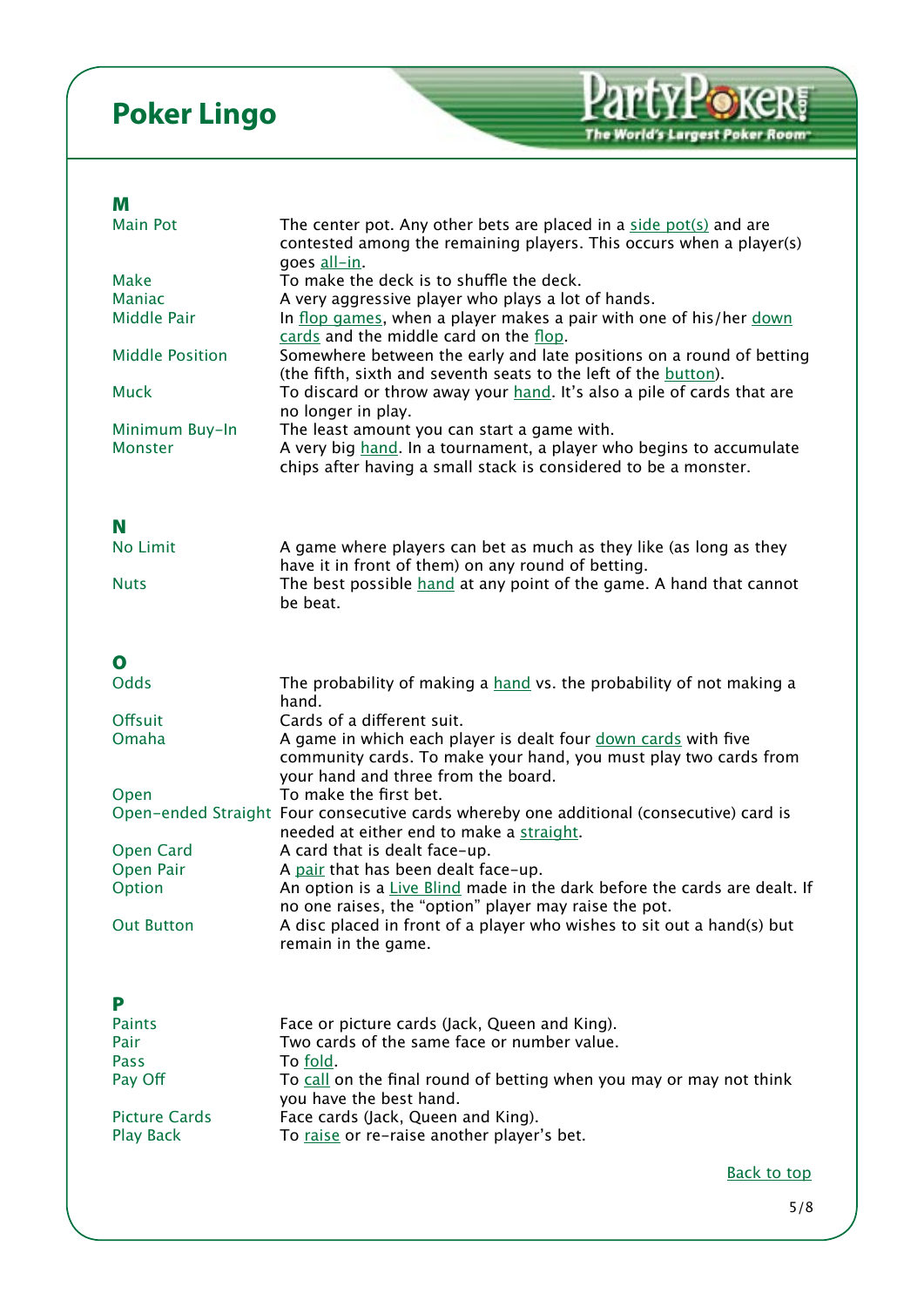# Poker Lingo

## M

| | |
|---|---|
| Main Pot | The center pot. Any other bets are placed in a side pot(s) and are contested among the remaining players. This occurs when a player(s) goes all-in. |
| Make | To make the deck is to shuffle the deck. |
| Maniac | A very aggressive player who plays a lot of hands. |
| Middle Pair | In flop games, when a player makes a pair with one of his/her down cards and the middle card on the flop. |
| Middle Position | Somewhere between the early and late positions on a round of betting (the fifth, sixth and seventh seats to the left of the button). |
| Muck | To discard or throw away your hand. It's also a pile of cards that are no longer in play. |
| Minimum Buy-In | The least amount you can start a game with. |
| Monster | A very big hand. In a tournament, a player who begins to accumulate chips after having a small stack is considered to be a monster. |

## N

| | |
|---|---|
| No Limit | A game where players can bet as much as they like (as long as they have it in front of them) on any round of betting. |
| Nuts | The best possible hand at any point of the game. A hand that cannot be beat. |

## O

| | |
|---|---|
| Odds | The probability of making a hand vs. the probability of not making a hand. |
| Offsuit | Cards of a different suit. |
| Omaha | A game in which each player is dealt four down cards with five community cards. To make your hand, you must play two cards from your hand and three from the board. |
| Open | To make the first bet. |
| Open-ended Straight | Four consecutive cards whereby one additional (consecutive) card is needed at either end to make a straight. |
| Open Card | A card that is dealt face-up. |
| Open Pair | A pair that has been dealt face-up. |
| Option | An option is a Live Blind made in the dark before the cards are dealt. If no one raises, the "option" player may raise the pot. |
| Out Button | A disc placed in front of a player who wishes to sit out a hand(s) but remain in the game. |

## P

| | |
|---|---|
| Paints | Face or picture cards (Jack, Queen and King). |
| Pair | Two cards of the same face or number value. |
| Pass | To fold. |
| Pay Off | To call on the final round of betting when you may or may not think you have the best hand. |
| Picture Cards | Face cards (Jack, Queen and King). |
| Play Back | To raise or re-raise another player's bet. |

Back to top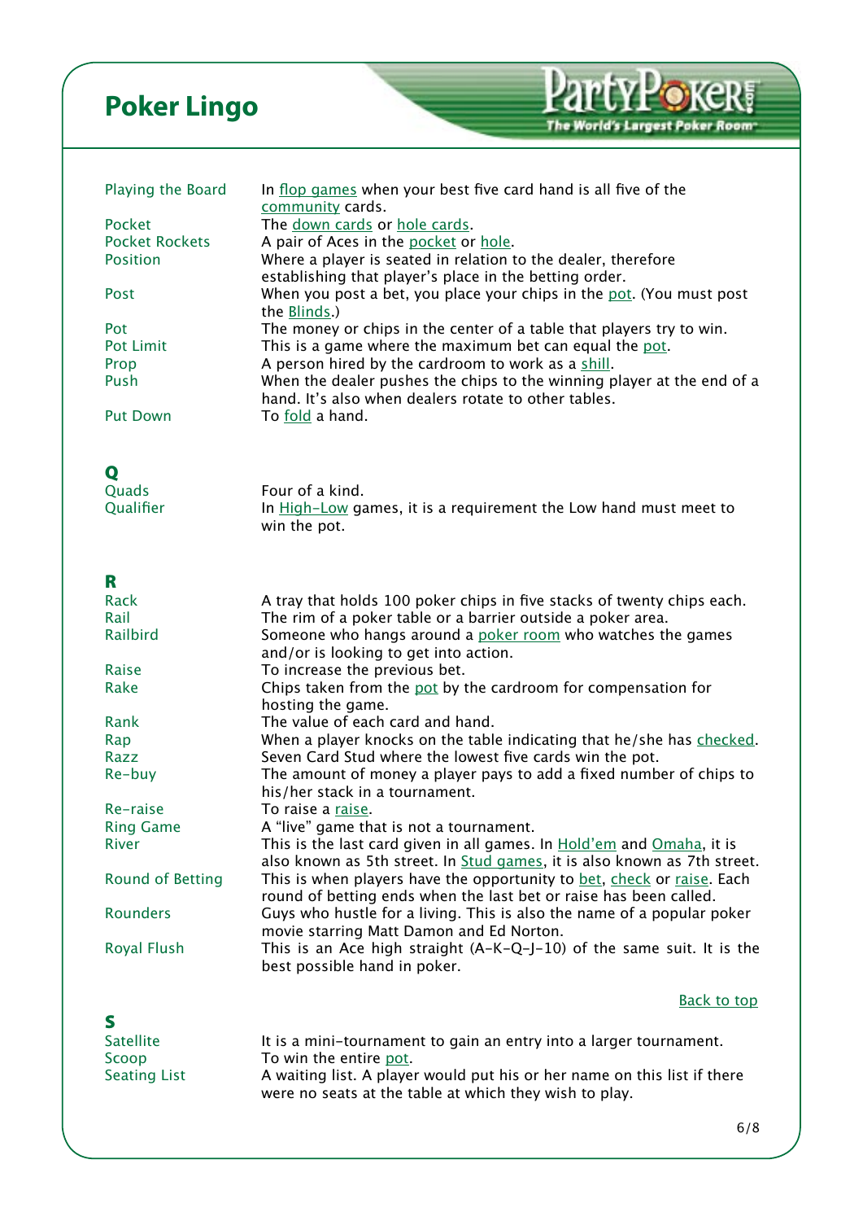# Poker Lingo

| | |
|---|---|
| Playing the Board | In flop games when your best five card hand is all five of the community cards. |
| Pocket | The down cards or hole cards. |
| Pocket Rockets | A pair of Aces in the pocket or hole. |
| Position | Where a player is seated in relation to the dealer, therefore establishing that player's place in the betting order. |
| Post | When you post a bet, you place your chips in the pot. (You must post the Blinds.) |
| Pot | The money or chips in the center of a table that players try to win. |
| Pot Limit | This is a game where the maximum bet can equal the pot. |
| Prop | A person hired by the cardroom to work as a shill. |
| Push | When the dealer pushes the chips to the winning player at the end of a hand. It's also when dealers rotate to other tables. |
| Put Down | To fold a hand. |

## Q

| | |
|---|---|
| Quads | Four of a kind. |
| Qualifier | In High-Low games, it is a requirement the Low hand must meet to win the pot. |

## R

| | |
|---|---|
| Rack | A tray that holds 100 poker chips in five stacks of twenty chips each. |
| Rail | The rim of a poker table or a barrier outside a poker area. |
| Railbird | Someone who hangs around a poker room who watches the games and/or is looking to get into action. |
| Raise | To increase the previous bet. |
| Rake | Chips taken from the pot by the cardroom for compensation for hosting the game. |
| Rank | The value of each card and hand. |
| Rap | When a player knocks on the table indicating that he/she has checked. |
| Razz | Seven Card Stud where the lowest five cards win the pot. |
| Re-buy | The amount of money a player pays to add a fixed number of chips to his/her stack in a tournament. |
| Re-raise | To raise a raise. |
| Ring Game | A "live" game that is not a tournament. |
| River | This is the last card given in all games. In Hold'em and Omaha, it is also known as 5th street. In Stud games, it is also known as 7th street. |
| Round of Betting | This is when players have the opportunity to bet, check or raise. Each round of betting ends when the last bet or raise has been called. |
| Rounders | Guys who hustle for a living. This is also the name of a popular poker movie starring Matt Damon and Ed Norton. |
| Royal Flush | This is an Ace high straight (A-K-Q-J-10) of the same suit. It is the best possible hand in poker. |

Back to top

## S

| | |
|---|---|
| Satellite | It is a mini-tournament to gain an entry into a larger tournament. |
| Scoop | To win the entire pot. |
| Seating List | A waiting list. A player would put his or her name on this list if there were no seats at the table at which they wish to play. |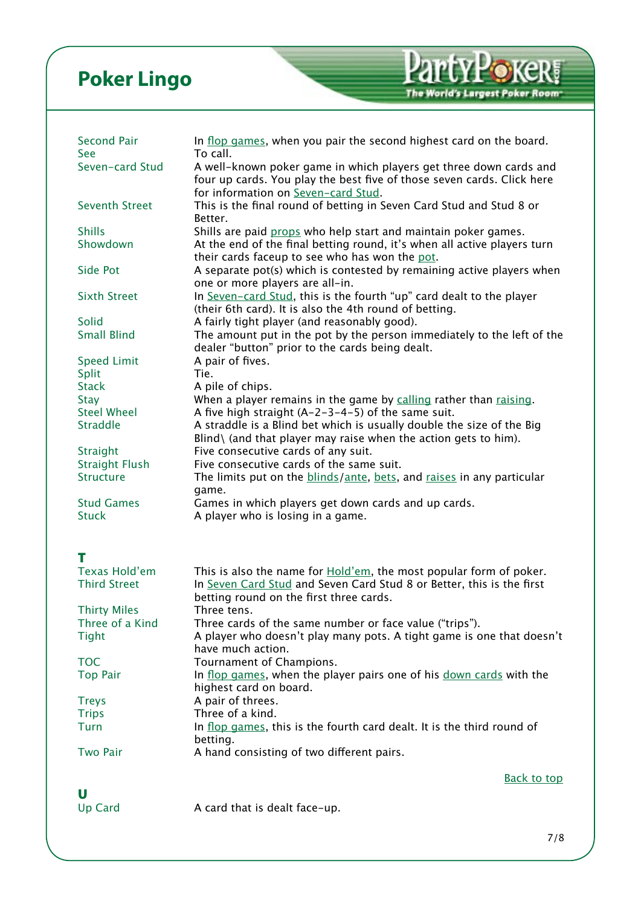# Poker Lingo

| | |
|---|---|
| Second Pair | In flop games, when you pair the second highest card on the board. |
| See | To call. |
| Seven-card Stud | A well-known poker game in which players get three down cards and four up cards. You play the best five of those seven cards. Click here for information on Seven-card Stud. |
| Seventh Street | This is the final round of betting in Seven Card Stud and Stud 8 or Better. |
| Shills | Shills are paid props who help start and maintain poker games. |
| Showdown | At the end of the final betting round, it's when all active players turn their cards faceup to see who has won the pot. |
| Side Pot | A separate pot(s) which is contested by remaining active players when one or more players are all-in. |
| Sixth Street | In Seven-card Stud, this is the fourth "up" card dealt to the player (their 6th card). It is also the 4th round of betting. |
| Solid | A fairly tight player (and reasonably good). |
| Small Blind | The amount put in the pot by the person immediately to the left of the dealer "button" prior to the cards being dealt. |
| Speed Limit | A pair of fives. |
| Split | Tie. |
| Stack | A pile of chips. |
| Stay | When a player remains in the game by calling rather than raising. |
| Steel Wheel | A five high straight (A-2-3-4-5) of the same suit. |
| Straddle | A straddle is a Blind bet which is usually double the size of the Big Blind\ (and that player may raise when the action gets to him). |
| Straight | Five consecutive cards of any suit. |
| Straight Flush | Five consecutive cards of the same suit. |
| Structure | The limits put on the blinds/ante, bets, and raises in any particular game. |
| Stud Games | Games in which players get down cards and up cards. |
| Stuck | A player who is losing in a game. |

## T

| | |
|---|---|
| Texas Hold'em | This is also the name for Hold'em, the most popular form of poker. |
| Third Street | In Seven Card Stud and Seven Card Stud 8 or Better, this is the first betting round on the first three cards. |
| Thirty Miles | Three tens. |
| Three of a Kind | Three cards of the same number or face value ("trips"). |
| Tight | A player who doesn't play many pots. A tight game is one that doesn't have much action. |
| TOC | Tournament of Champions. |
| Top Pair | In flop games, when the player pairs one of his down cards with the highest card on board. |
| Treys | A pair of threes. |
| Trips | Three of a kind. |
| Turn | In flop games, this is the fourth card dealt. It is the third round of betting. |
| Two Pair | A hand consisting of two different pairs. |

Back to top

## U

| | |
|---|---|
| Up Card | A card that is dealt face-up. |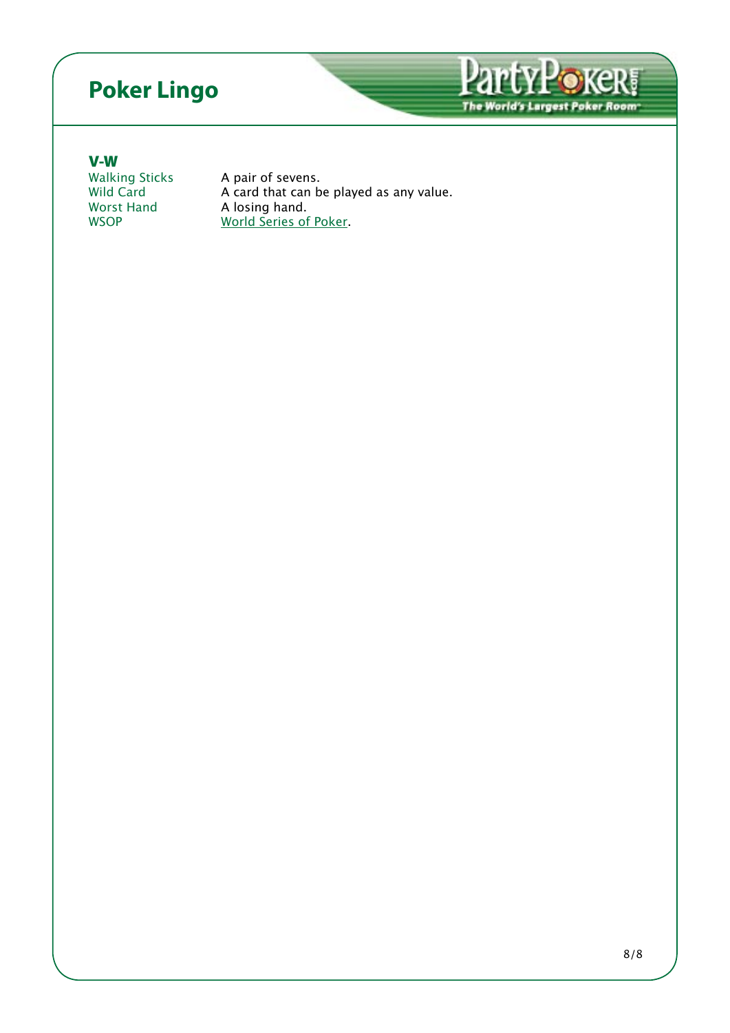# Poker Lingo

## V-W

| | |
|---|---|
| Walking Sticks | A pair of sevens. |
| Wild Card | A card that can be played as any value. |
| Worst Hand | A losing hand. |
| WSOP | World Series of Poker. |